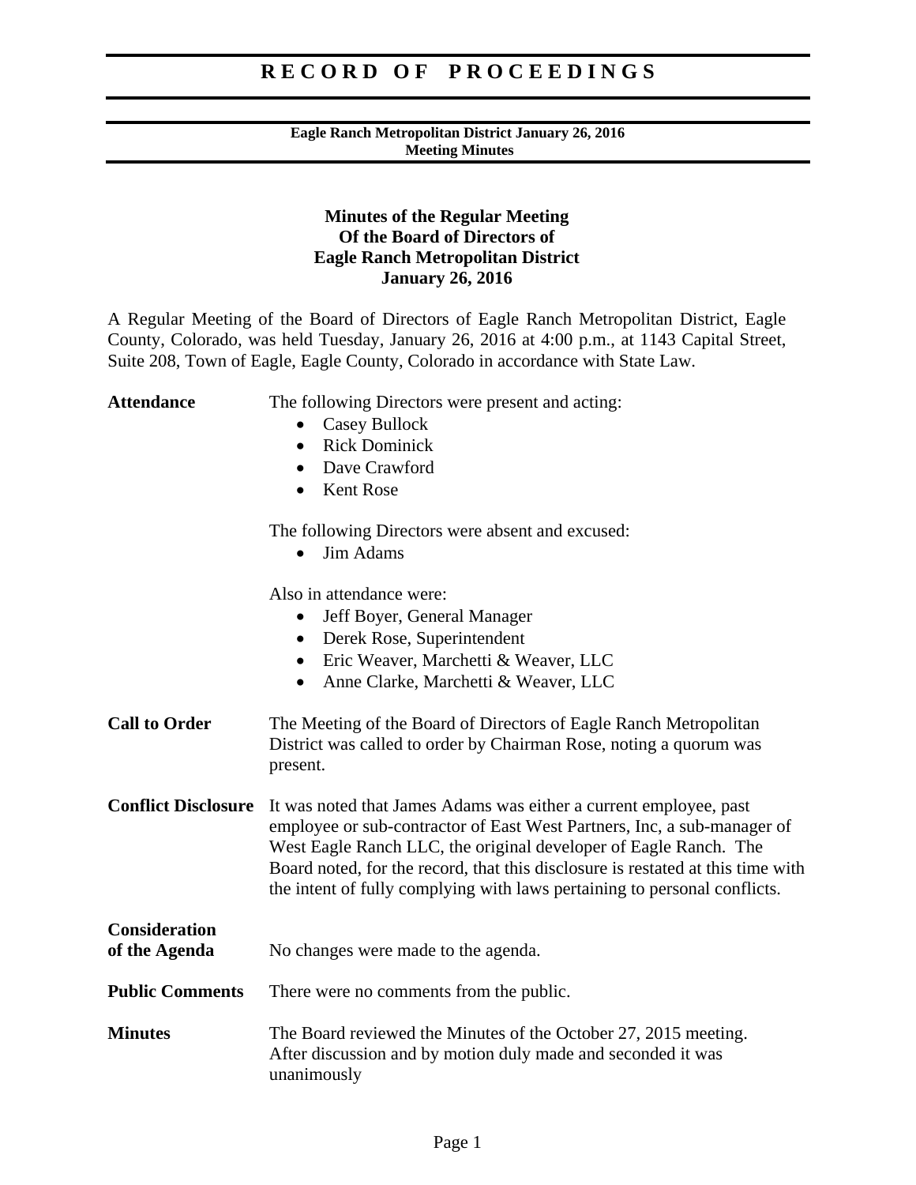# RECORD OF PROCEEDINGS

**Eagle Ranch Metropolitan District January 26, 2016**
**Meeting Minutes**

## Minutes of the Regular Meeting Of the Board of Directors of Eagle Ranch Metropolitan District January 26, 2016

A Regular Meeting of the Board of Directors of Eagle Ranch Metropolitan District, Eagle County, Colorado, was held Tuesday, January 26, 2016 at 4:00 p.m., at 1143 Capital Street, Suite 208, Town of Eagle, Eagle County, Colorado in accordance with State Law.

**Attendance**

The following Directors were present and acting:

- Casey Bullock
- Rick Dominick
- Dave Crawford
- Kent Rose

The following Directors were absent and excused:

- Jim Adams

Also in attendance were:

- Jeff Boyer, General Manager
- Derek Rose, Superintendent
- Eric Weaver, Marchetti & Weaver, LLC
- Anne Clarke, Marchetti & Weaver, LLC

**Call to Order**

The Meeting of the Board of Directors of Eagle Ranch Metropolitan District was called to order by Chairman Rose, noting a quorum was present.

**Conflict Disclosure**

It was noted that James Adams was either a current employee, past employee or sub-contractor of East West Partners, Inc, a sub-manager of West Eagle Ranch LLC, the original developer of Eagle Ranch. The Board noted, for the record, that this disclosure is restated at this time with the intent of fully complying with laws pertaining to personal conflicts.

**Consideration of the Agenda**

No changes were made to the agenda.

**Public Comments**

There were no comments from the public.

**Minutes**

The Board reviewed the Minutes of the October 27, 2015 meeting. After discussion and by motion duly made and seconded it was unanimously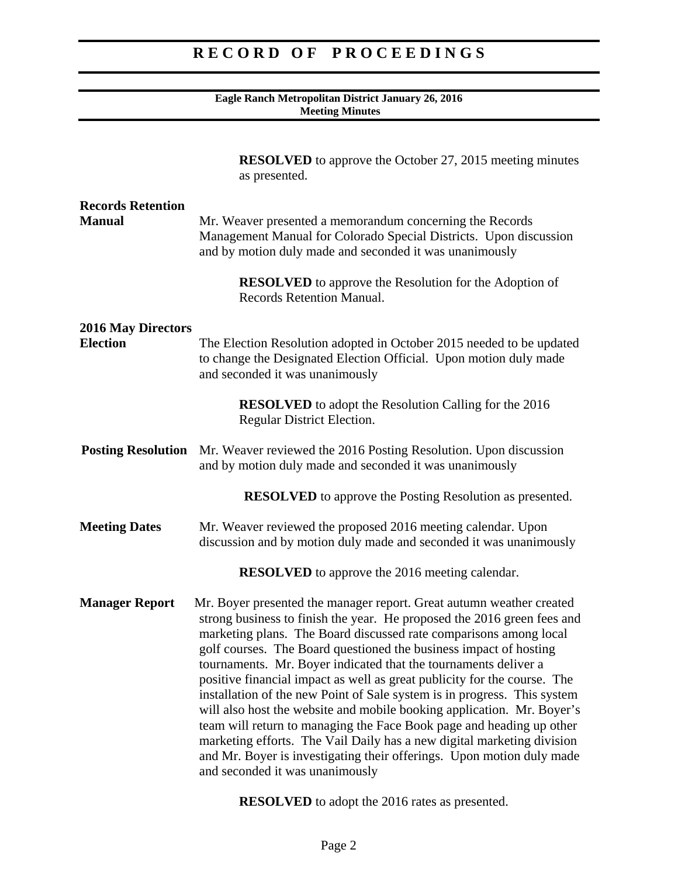**RESOLVED** to approve the October 27, 2015 meeting minutes as presented.

**Records Retention Manual**

Mr. Weaver presented a memorandum concerning the Records Management Manual for Colorado Special Districts. Upon discussion and by motion duly made and seconded it was unanimously

**RESOLVED** to approve the Resolution for the Adoption of Records Retention Manual.

**2016 May Directors Election**

The Election Resolution adopted in October 2015 needed to be updated to change the Designated Election Official. Upon motion duly made and seconded it was unanimously

**RESOLVED** to adopt the Resolution Calling for the 2016 Regular District Election.

**Posting Resolution**

Mr. Weaver reviewed the 2016 Posting Resolution. Upon discussion and by motion duly made and seconded it was unanimously

**RESOLVED** to approve the Posting Resolution as presented.

**Meeting Dates**

Mr. Weaver reviewed the proposed 2016 meeting calendar. Upon discussion and by motion duly made and seconded it was unanimously

**RESOLVED** to approve the 2016 meeting calendar.

**Manager Report**

Mr. Boyer presented the manager report. Great autumn weather created strong business to finish the year. He proposed the 2016 green fees and marketing plans. The Board discussed rate comparisons among local golf courses. The Board questioned the business impact of hosting tournaments. Mr. Boyer indicated that the tournaments deliver a positive financial impact as well as great publicity for the course. The installation of the new Point of Sale system is in progress. This system will also host the website and mobile booking application. Mr. Boyer's team will return to managing the Face Book page and heading up other marketing efforts. The Vail Daily has a new digital marketing division and Mr. Boyer is investigating their offerings. Upon motion duly made and seconded it was unanimously

**RESOLVED** to adopt the 2016 rates as presented.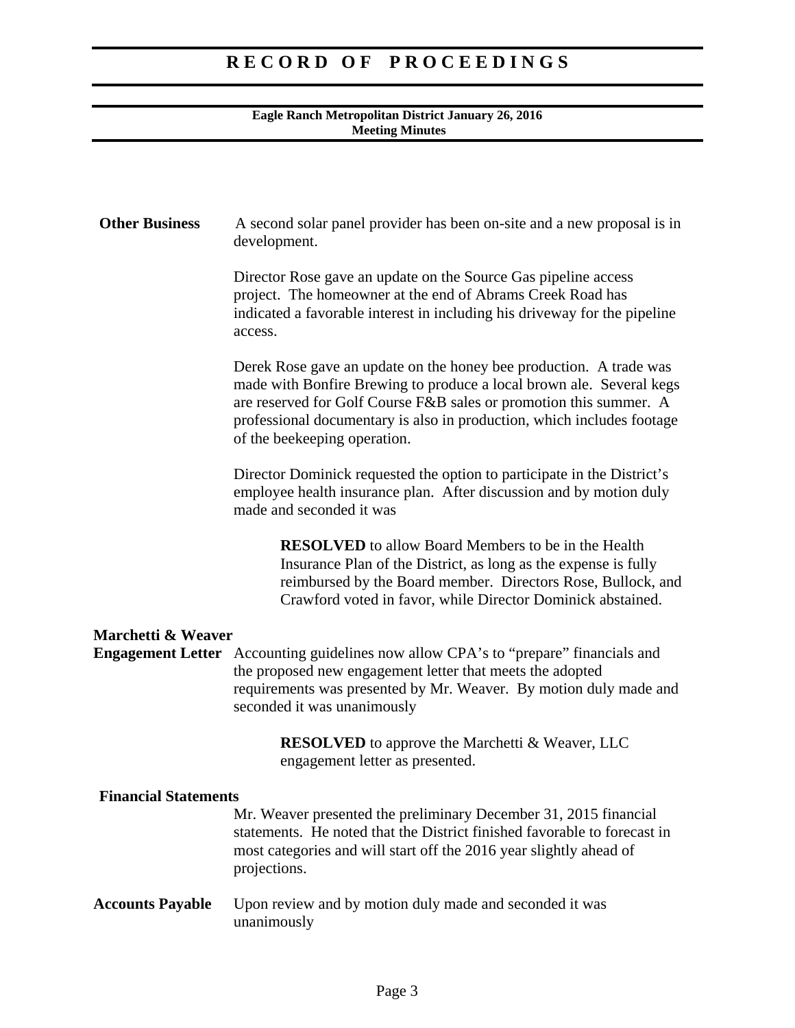**Other Business**

A second solar panel provider has been on-site and a new proposal is in development.

Director Rose gave an update on the Source Gas pipeline access project. The homeowner at the end of Abrams Creek Road has indicated a favorable interest in including his driveway for the pipeline access.

Derek Rose gave an update on the honey bee production. A trade was made with Bonfire Brewing to produce a local brown ale. Several kegs are reserved for Golf Course F&B sales or promotion this summer. A professional documentary is also in production, which includes footage of the beekeeping operation.

Director Dominick requested the option to participate in the District's employee health insurance plan. After discussion and by motion duly made and seconded it was

> **RESOLVED** to allow Board Members to be in the Health Insurance Plan of the District, as long as the expense is fully reimbursed by the Board member. Directors Rose, Bullock, and Crawford voted in favor, while Director Dominick abstained.

**Marchetti & Weaver Engagement Letter**

Accounting guidelines now allow CPA's to "prepare" financials and the proposed new engagement letter that meets the adopted requirements was presented by Mr. Weaver. By motion duly made and seconded it was unanimously

> **RESOLVED** to approve the Marchetti & Weaver, LLC engagement letter as presented.

**Financial Statements**

Mr. Weaver presented the preliminary December 31, 2015 financial statements. He noted that the District finished favorable to forecast in most categories and will start off the 2016 year slightly ahead of projections.

**Accounts Payable**

Upon review and by motion duly made and seconded it was unanimously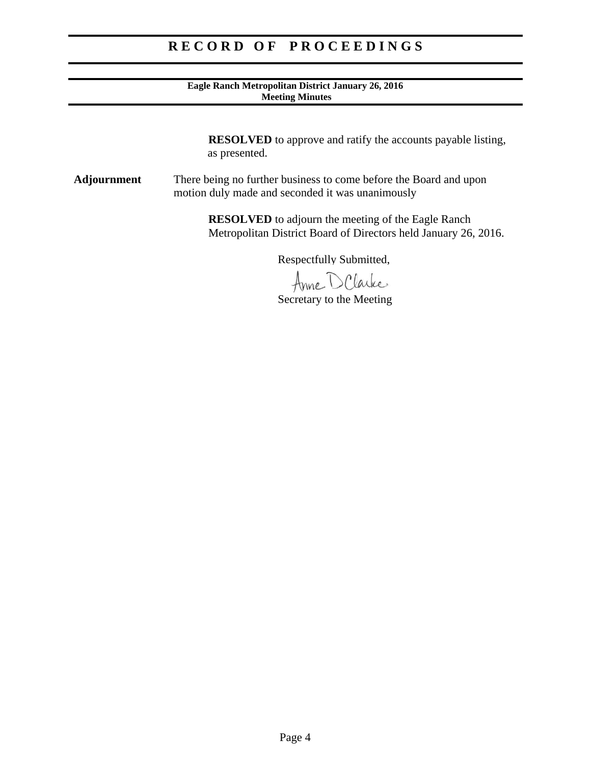**RESOLVED** to approve and ratify the accounts payable listing, as presented.

**Adjournment** There being no further business to come before the Board and upon motion duly made and seconded it was unanimously

**RESOLVED** to adjourn the meeting of the Eagle Ranch Metropolitan District Board of Directors held January 26, 2016.

Respectfully Submitted,

Anne D Clarke

Secretary to the Meeting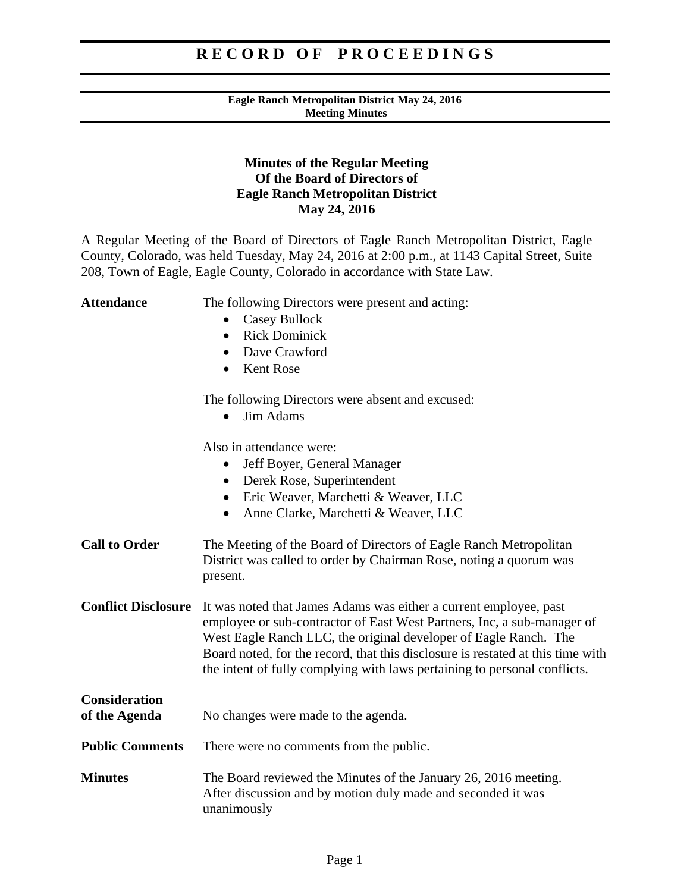# RECORD OF PROCEEDINGS

**Eagle Ranch Metropolitan District May 24, 2016**
**Meeting Minutes**

## Minutes of the Regular Meeting Of the Board of Directors of Eagle Ranch Metropolitan District May 24, 2016

A Regular Meeting of the Board of Directors of Eagle Ranch Metropolitan District, Eagle County, Colorado, was held Tuesday, May 24, 2016 at 2:00 p.m., at 1143 Capital Street, Suite 208, Town of Eagle, Eagle County, Colorado in accordance with State Law.

**Attendance**

The following Directors were present and acting:

- Casey Bullock
- Rick Dominick
- Dave Crawford
- Kent Rose

The following Directors were absent and excused:

- Jim Adams

Also in attendance were:

- Jeff Boyer, General Manager
- Derek Rose, Superintendent
- Eric Weaver, Marchetti & Weaver, LLC
- Anne Clarke, Marchetti & Weaver, LLC

**Call to Order**

The Meeting of the Board of Directors of Eagle Ranch Metropolitan District was called to order by Chairman Rose, noting a quorum was present.

**Conflict Disclosure**

It was noted that James Adams was either a current employee, past employee or sub-contractor of East West Partners, Inc, a sub-manager of West Eagle Ranch LLC, the original developer of Eagle Ranch. The Board noted, for the record, that this disclosure is restated at this time with the intent of fully complying with laws pertaining to personal conflicts.

**Consideration of the Agenda**

No changes were made to the agenda.

**Public Comments**

There were no comments from the public.

**Minutes**

The Board reviewed the Minutes of the January 26, 2016 meeting. After discussion and by motion duly made and seconded it was unanimously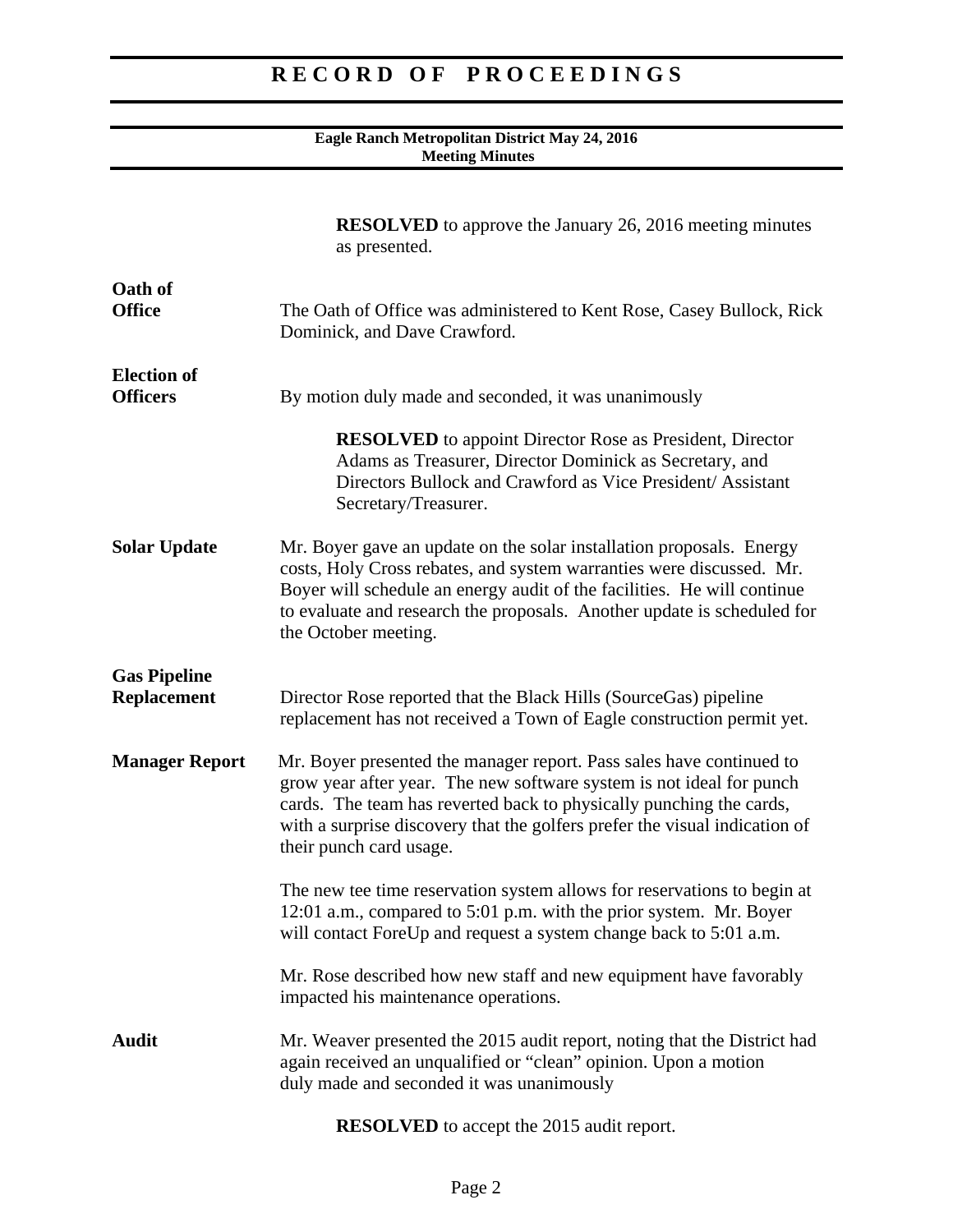**RESOLVED** to approve the January 26, 2016 meeting minutes as presented.

**Oath of Office**

The Oath of Office was administered to Kent Rose, Casey Bullock, Rick Dominick, and Dave Crawford.

**Election of Officers**

By motion duly made and seconded, it was unanimously

**RESOLVED** to appoint Director Rose as President, Director Adams as Treasurer, Director Dominick as Secretary, and Directors Bullock and Crawford as Vice President/ Assistant Secretary/Treasurer.

**Solar Update**

Mr. Boyer gave an update on the solar installation proposals. Energy costs, Holy Cross rebates, and system warranties were discussed. Mr. Boyer will schedule an energy audit of the facilities. He will continue to evaluate and research the proposals. Another update is scheduled for the October meeting.

**Gas Pipeline Replacement**

Director Rose reported that the Black Hills (SourceGas) pipeline replacement has not received a Town of Eagle construction permit yet.

**Manager Report**

Mr. Boyer presented the manager report. Pass sales have continued to grow year after year. The new software system is not ideal for punch cards. The team has reverted back to physically punching the cards, with a surprise discovery that the golfers prefer the visual indication of their punch card usage.

The new tee time reservation system allows for reservations to begin at 12:01 a.m., compared to 5:01 p.m. with the prior system. Mr. Boyer will contact ForeUp and request a system change back to 5:01 a.m.

Mr. Rose described how new staff and new equipment have favorably impacted his maintenance operations.

**Audit**

Mr. Weaver presented the 2015 audit report, noting that the District had again received an unqualified or "clean" opinion. Upon a motion duly made and seconded it was unanimously

**RESOLVED** to accept the 2015 audit report.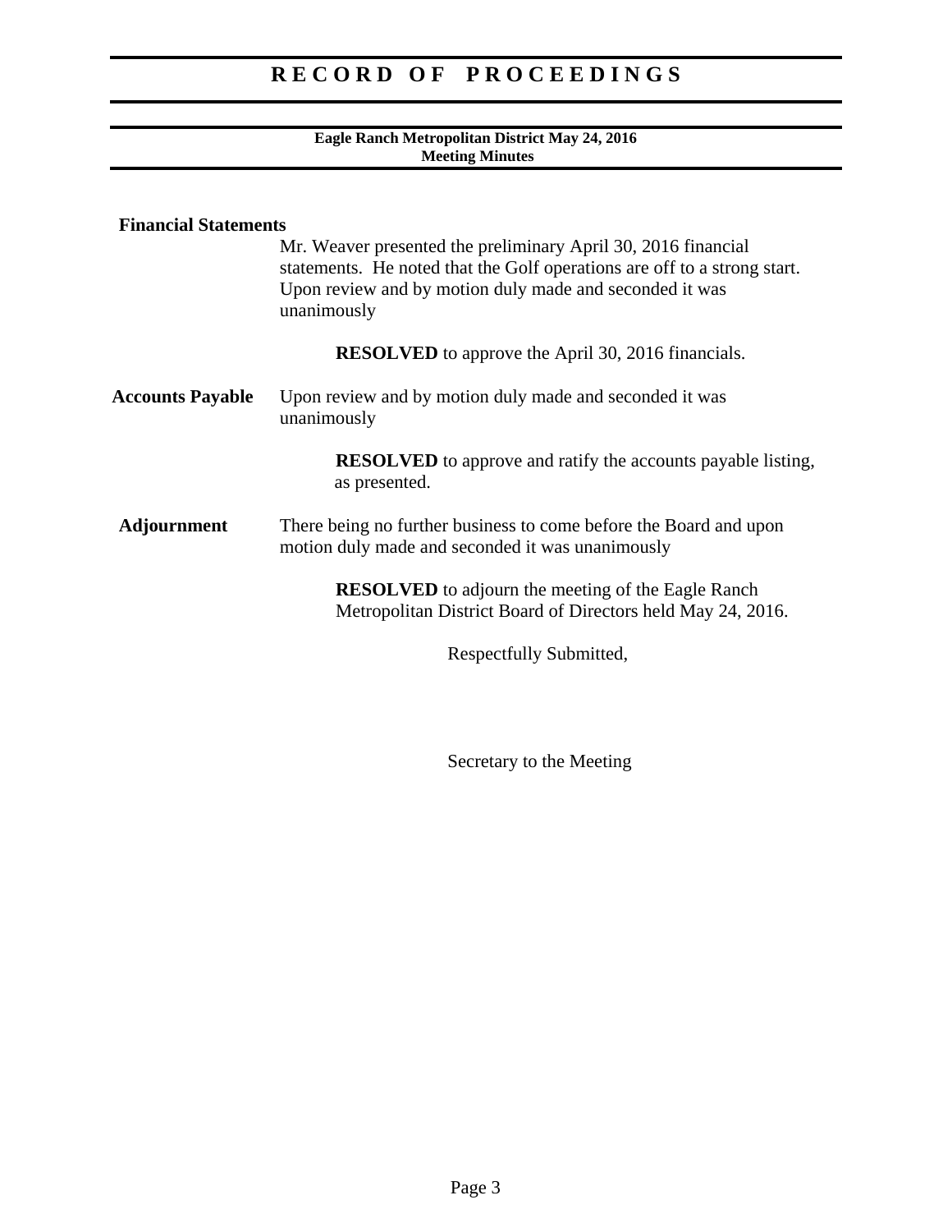**Financial Statements**

Mr. Weaver presented the preliminary April 30, 2016 financial statements. He noted that the Golf operations are off to a strong start. Upon review and by motion duly made and seconded it was unanimously

**RESOLVED** to approve the April 30, 2016 financials.

**Accounts Payable**

Upon review and by motion duly made and seconded it was unanimously

**RESOLVED** to approve and ratify the accounts payable listing, as presented.

**Adjournment**

There being no further business to come before the Board and upon motion duly made and seconded it was unanimously

**RESOLVED** to adjourn the meeting of the Eagle Ranch Metropolitan District Board of Directors held May 24, 2016.

Respectfully Submitted,

Secretary to the Meeting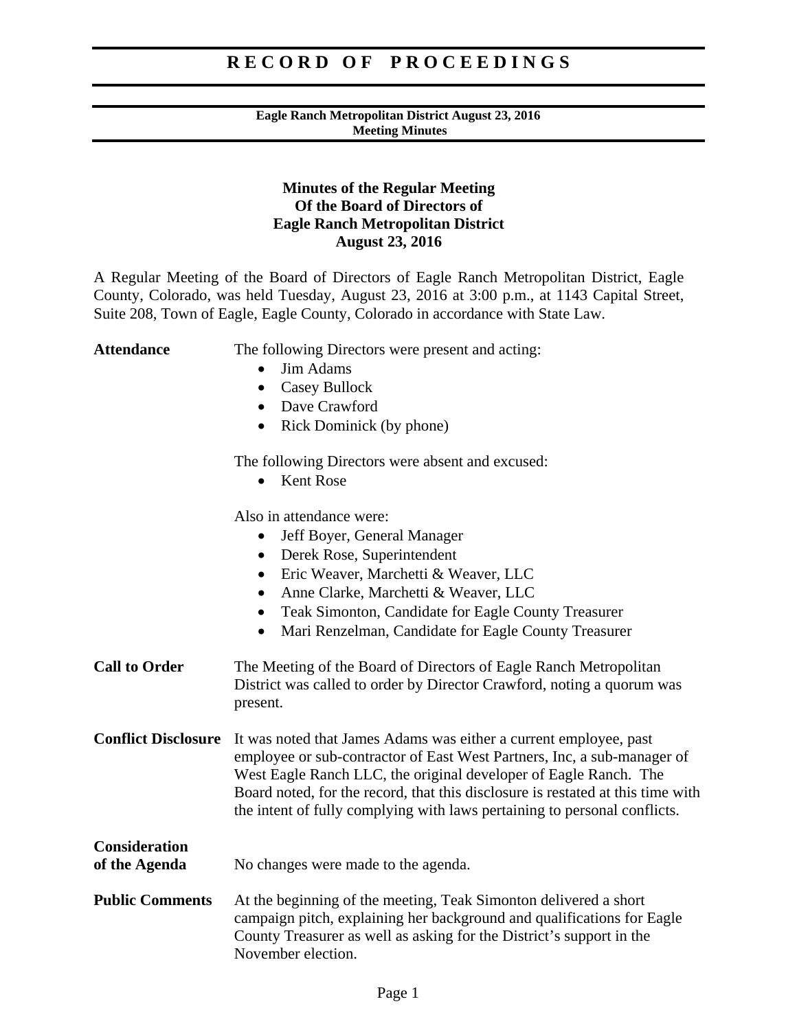# RECORD OF PROCEEDINGS

**Eagle Ranch Metropolitan District August 23, 2016**
**Meeting Minutes**

## Minutes of the Regular Meeting Of the Board of Directors of Eagle Ranch Metropolitan District August 23, 2016

A Regular Meeting of the Board of Directors of Eagle Ranch Metropolitan District, Eagle County, Colorado, was held Tuesday, August 23, 2016 at 3:00 p.m., at 1143 Capital Street, Suite 208, Town of Eagle, Eagle County, Colorado in accordance with State Law.

**Attendance**

The following Directors were present and acting:

- Jim Adams
- Casey Bullock
- Dave Crawford
- Rick Dominick (by phone)

The following Directors were absent and excused:

- Kent Rose

Also in attendance were:

- Jeff Boyer, General Manager
- Derek Rose, Superintendent
- Eric Weaver, Marchetti & Weaver, LLC
- Anne Clarke, Marchetti & Weaver, LLC
- Teak Simonton, Candidate for Eagle County Treasurer
- Mari Renzelman, Candidate for Eagle County Treasurer

**Call to Order**

The Meeting of the Board of Directors of Eagle Ranch Metropolitan District was called to order by Director Crawford, noting a quorum was present.

**Conflict Disclosure**

It was noted that James Adams was either a current employee, past employee or sub-contractor of East West Partners, Inc, a sub-manager of West Eagle Ranch LLC, the original developer of Eagle Ranch. The Board noted, for the record, that this disclosure is restated at this time with the intent of fully complying with laws pertaining to personal conflicts.

**Consideration of the Agenda**

No changes were made to the agenda.

**Public Comments**

At the beginning of the meeting, Teak Simonton delivered a short campaign pitch, explaining her background and qualifications for Eagle County Treasurer as well as asking for the District's support in the November election.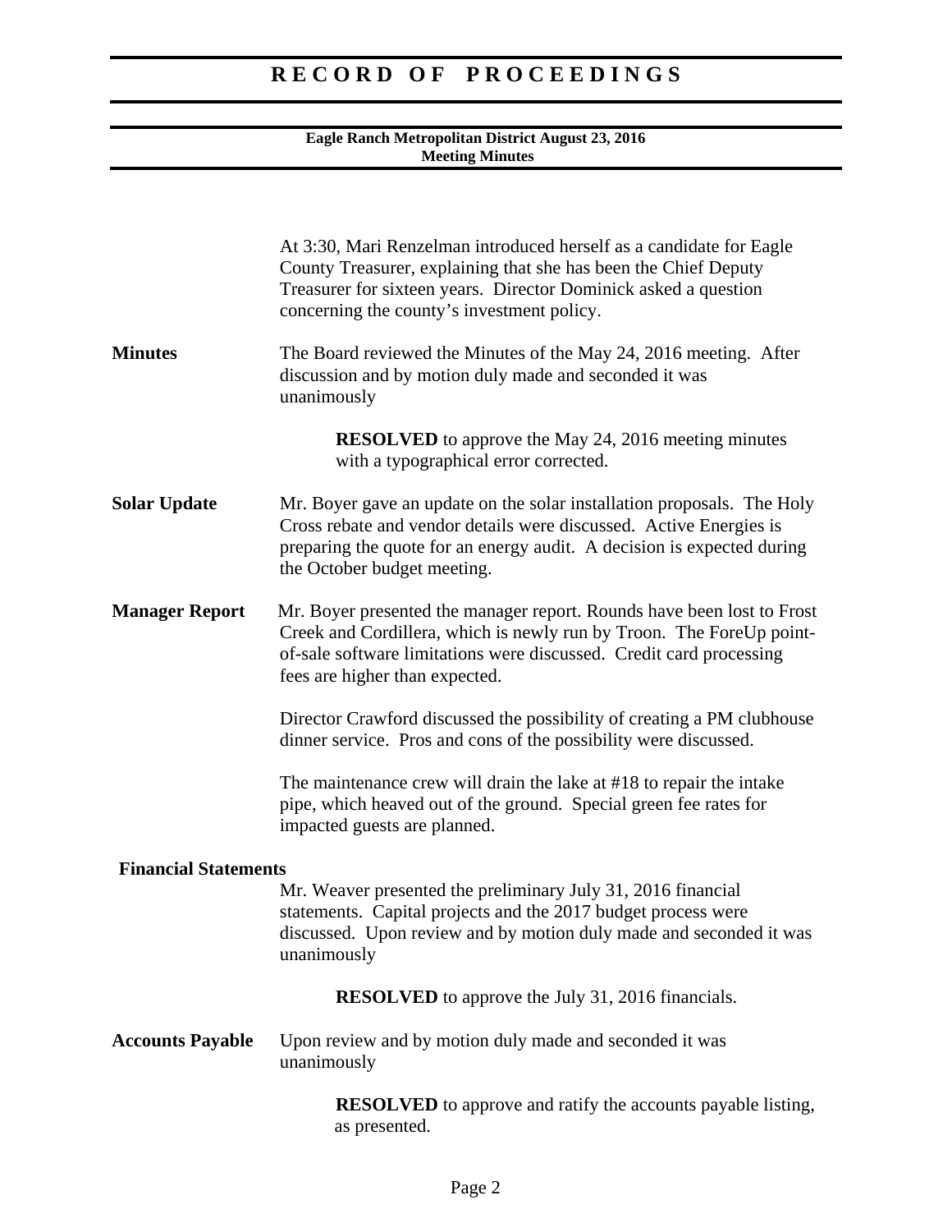At 3:30, Mari Renzelman introduced herself as a candidate for Eagle County Treasurer, explaining that she has been the Chief Deputy Treasurer for sixteen years. Director Dominick asked a question concerning the county's investment policy.

**Minutes** The Board reviewed the Minutes of the May 24, 2016 meeting. After discussion and by motion duly made and seconded it was unanimously

> **RESOLVED** to approve the May 24, 2016 meeting minutes with a typographical error corrected.

**Solar Update** Mr. Boyer gave an update on the solar installation proposals. The Holy Cross rebate and vendor details were discussed. Active Energies is preparing the quote for an energy audit. A decision is expected during the October budget meeting.

**Manager Report** Mr. Boyer presented the manager report. Rounds have been lost to Frost Creek and Cordillera, which is newly run by Troon. The ForeUp point-of-sale software limitations were discussed. Credit card processing fees are higher than expected.

Director Crawford discussed the possibility of creating a PM clubhouse dinner service. Pros and cons of the possibility were discussed.

The maintenance crew will drain the lake at #18 to repair the intake pipe, which heaved out of the ground. Special green fee rates for impacted guests are planned.

**Financial Statements**

Mr. Weaver presented the preliminary July 31, 2016 financial statements. Capital projects and the 2017 budget process were discussed. Upon review and by motion duly made and seconded it was unanimously

> **RESOLVED** to approve the July 31, 2016 financials.

**Accounts Payable** Upon review and by motion duly made and seconded it was unanimously

> **RESOLVED** to approve and ratify the accounts payable listing, as presented.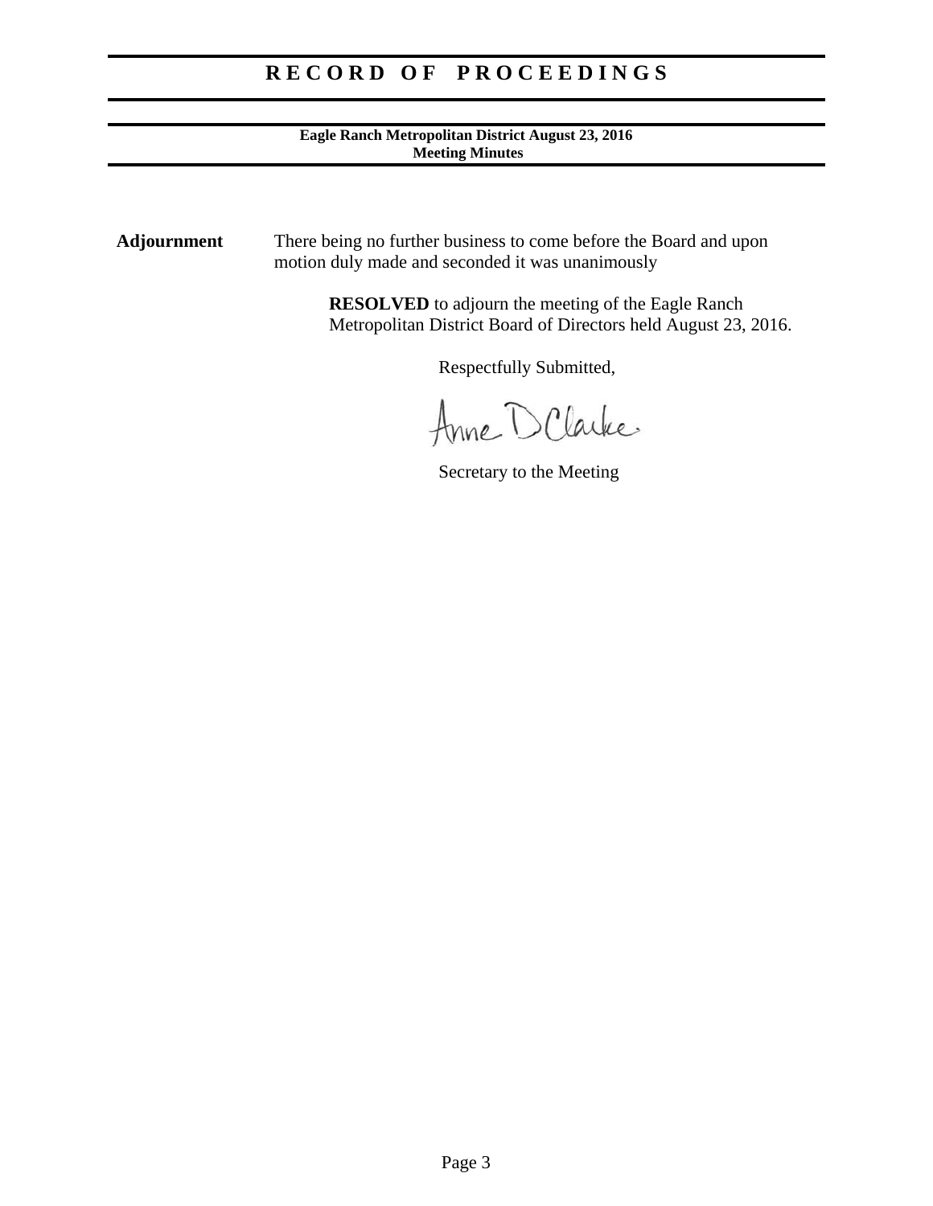**Adjournment**

There being no further business to come before the Board and upon motion duly made and seconded it was unanimously

> **RESOLVED** to adjourn the meeting of the Eagle Ranch Metropolitan District Board of Directors held August 23, 2016.

Respectfully Submitted,

Anne D Clarke

Secretary to the Meeting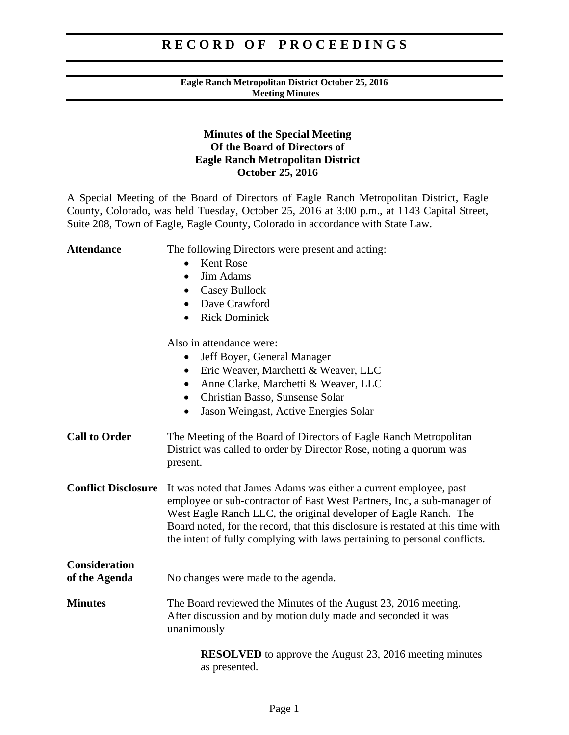# RECORD OF PROCEEDINGS

**Eagle Ranch Metropolitan District October 25, 2016**
**Meeting Minutes**

## Minutes of the Special Meeting Of the Board of Directors of Eagle Ranch Metropolitan District October 25, 2016

A Special Meeting of the Board of Directors of Eagle Ranch Metropolitan District, Eagle County, Colorado, was held Tuesday, October 25, 2016 at 3:00 p.m., at 1143 Capital Street, Suite 208, Town of Eagle, Eagle County, Colorado in accordance with State Law.

**Attendance**

The following Directors were present and acting:

- Kent Rose
- Jim Adams
- Casey Bullock
- Dave Crawford
- Rick Dominick

Also in attendance were:

- Jeff Boyer, General Manager
- Eric Weaver, Marchetti & Weaver, LLC
- Anne Clarke, Marchetti & Weaver, LLC
- Christian Basso, Sunsense Solar
- Jason Weingast, Active Energies Solar

**Call to Order**

The Meeting of the Board of Directors of Eagle Ranch Metropolitan District was called to order by Director Rose, noting a quorum was present.

**Conflict Disclosure**

It was noted that James Adams was either a current employee, past employee or sub-contractor of East West Partners, Inc, a sub-manager of West Eagle Ranch LLC, the original developer of Eagle Ranch. The Board noted, for the record, that this disclosure is restated at this time with the intent of fully complying with laws pertaining to personal conflicts.

**Consideration of the Agenda**

No changes were made to the agenda.

**Minutes**

The Board reviewed the Minutes of the August 23, 2016 meeting. After discussion and by motion duly made and seconded it was unanimously

> **RESOLVED** to approve the August 23, 2016 meeting minutes as presented.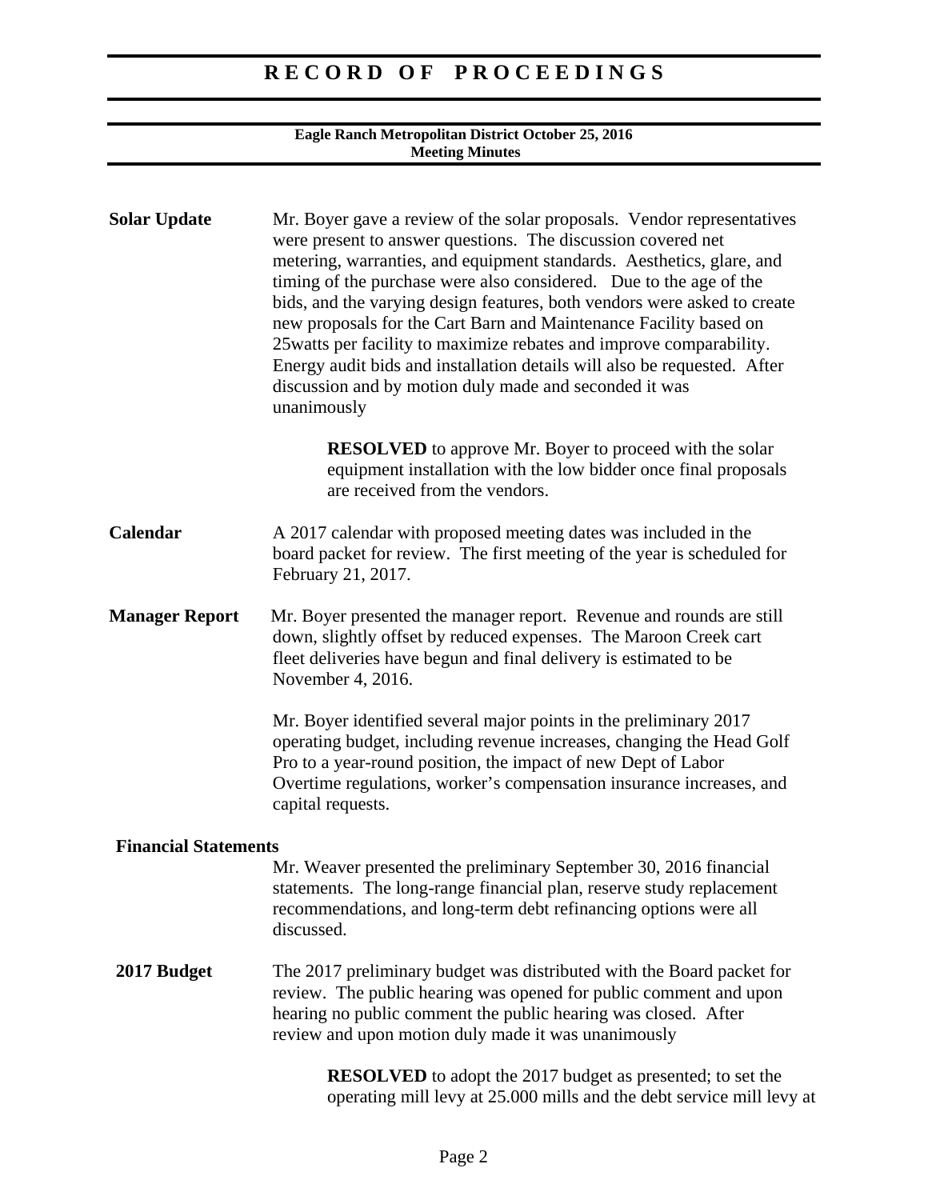**Solar Update**

Mr. Boyer gave a review of the solar proposals. Vendor representatives were present to answer questions. The discussion covered net metering, warranties, and equipment standards. Aesthetics, glare, and timing of the purchase were also considered. Due to the age of the bids, and the varying design features, both vendors were asked to create new proposals for the Cart Barn and Maintenance Facility based on 25watts per facility to maximize rebates and improve comparability. Energy audit bids and installation details will also be requested. After discussion and by motion duly made and seconded it was unanimously

> **RESOLVED** to approve Mr. Boyer to proceed with the solar equipment installation with the low bidder once final proposals are received from the vendors.

**Calendar**

A 2017 calendar with proposed meeting dates was included in the board packet for review. The first meeting of the year is scheduled for February 21, 2017.

**Manager Report**

Mr. Boyer presented the manager report. Revenue and rounds are still down, slightly offset by reduced expenses. The Maroon Creek cart fleet deliveries have begun and final delivery is estimated to be November 4, 2016.

Mr. Boyer identified several major points in the preliminary 2017 operating budget, including revenue increases, changing the Head Golf Pro to a year-round position, the impact of new Dept of Labor Overtime regulations, worker's compensation insurance increases, and capital requests.

**Financial Statements**

Mr. Weaver presented the preliminary September 30, 2016 financial statements. The long-range financial plan, reserve study replacement recommendations, and long-term debt refinancing options were all discussed.

**2017 Budget**

The 2017 preliminary budget was distributed with the Board packet for review. The public hearing was opened for public comment and upon hearing no public comment the public hearing was closed. After review and upon motion duly made it was unanimously

> **RESOLVED** to adopt the 2017 budget as presented; to set the operating mill levy at 25.000 mills and the debt service mill levy at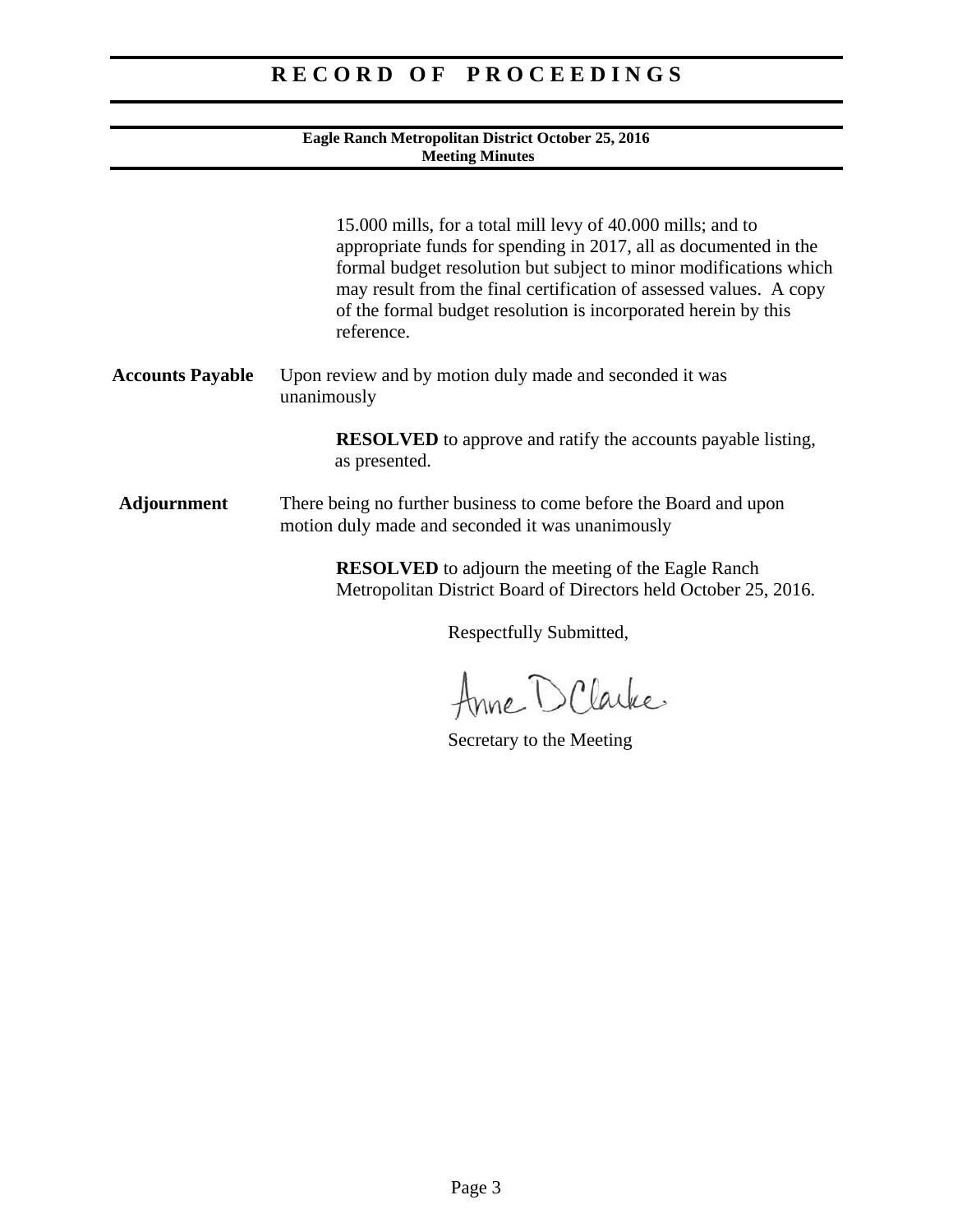15.000 mills, for a total mill levy of 40.000 mills; and to appropriate funds for spending in 2017, all as documented in the formal budget resolution but subject to minor modifications which may result from the final certification of assessed values. A copy of the formal budget resolution is incorporated herein by this reference.

**Accounts Payable** Upon review and by motion duly made and seconded it was unanimously

**RESOLVED** to approve and ratify the accounts payable listing, as presented.

**Adjournment** There being no further business to come before the Board and upon motion duly made and seconded it was unanimously

**RESOLVED** to adjourn the meeting of the Eagle Ranch Metropolitan District Board of Directors held October 25, 2016.

Respectfully Submitted,

Anne D Clarke

Secretary to the Meeting